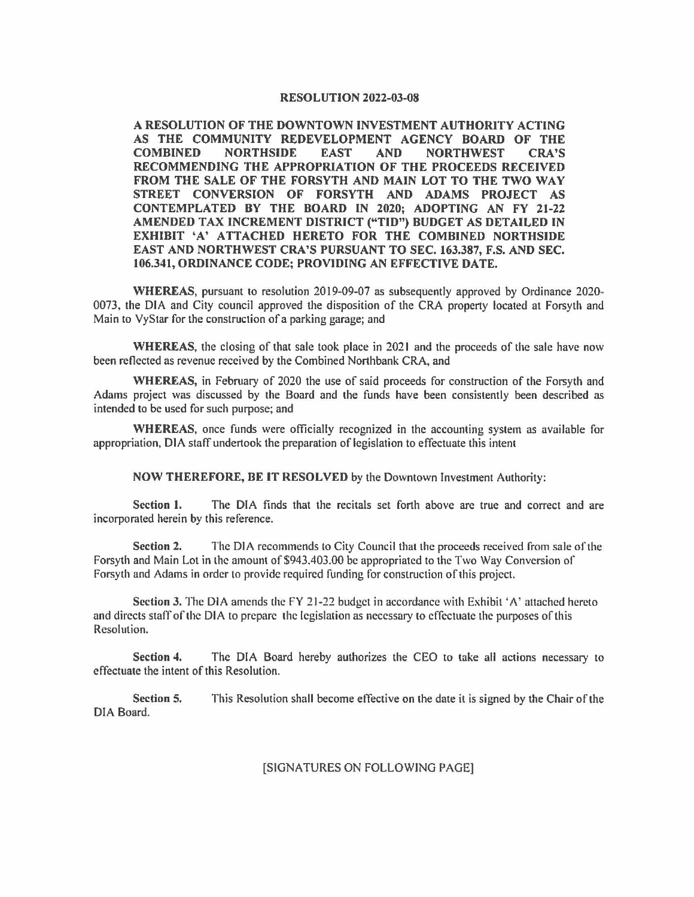# RESOLUTION 2022-03-08

**A RESOLUTION OF THE DOWNTOWN INVESTMENT AUTHORITY ACTING AS THE COMMUNITY REDEVELOPMENT AGENCY BOARD OF THE COMBINED NORTHSIDE EAST AND NORTHWEST CRA'S RECOMMENDING THE APPROPRIATION OF THE PROCEEDS RECEIVED FROM THE SALE OF THE FORSYTH AND MAIN LOT TO THE TWO WAY STREET CONVERSION OF FORSYTH AND ADAMS PROJECT AS CONTEMPLATED BY THE BOARD IN 2020; ADOPTING AN FY 21-22 AMENDED TAX INCREMENT DISTRICT ("TID") BUDGET AS DETAILED IN EXHIBIT 'A' ATTACHED HERETO FOR THE COMBINED NORTHSIDE EAST AND NORTHWEST CRA'S PURSUANT TO SEC. 163.387, F.S. AND SEC. 106.341, ORDINANCE CODE; PROVIDING AN EFFECTIVE DATE.**

**WHEREAS**, pursuant to resolution 2019-09-07 as subsequently approved by Ordinance 2020-0073, the DIA and City council approved the disposition of the CRA property located at Forsyth and Main to VyStar for the construction of a parking garage; and

**WHEREAS**, the closing of that sale took place in 2021 and the proceeds of the sale have now been reflected as revenue received by the Combined Northbank CRA, and

**WHEREAS**, in February of 2020 the use of said proceeds for construction of the Forsyth and Adams project was discussed by the Board and the funds have been consistently been described as intended to be used for such purpose; and

**WHEREAS**, once funds were officially recognized in the accounting system as available for appropriation, DIA staff undertook the preparation of legislation to effectuate this intent

**NOW THEREFORE, BE IT RESOLVED** by the Downtown Investment Authority:

**Section 1.** The DIA finds that the recitals set forth above are true and correct and are incorporated herein by this reference.

**Section 2.** The DIA recommends to City Council that the proceeds received from sale of the Forsyth and Main Lot in the amount of $943.403.00 be appropriated to the Two Way Conversion of Forsyth and Adams in order to provide required funding for construction of this project.

**Section 3.** The DIA amends the FY 21-22 budget in accordance with Exhibit 'A' attached hereto and directs staff of the DIA to prepare the legislation as necessary to effectuate the purposes of this Resolution.

**Section 4.** The DIA Board hereby authorizes the CEO to take all actions necessary to effectuate the intent of this Resolution.

**Section 5.** This Resolution shall become effective on the date it is signed by the Chair of the DIA Board.

[SIGNATURES ON FOLLOWING PAGE]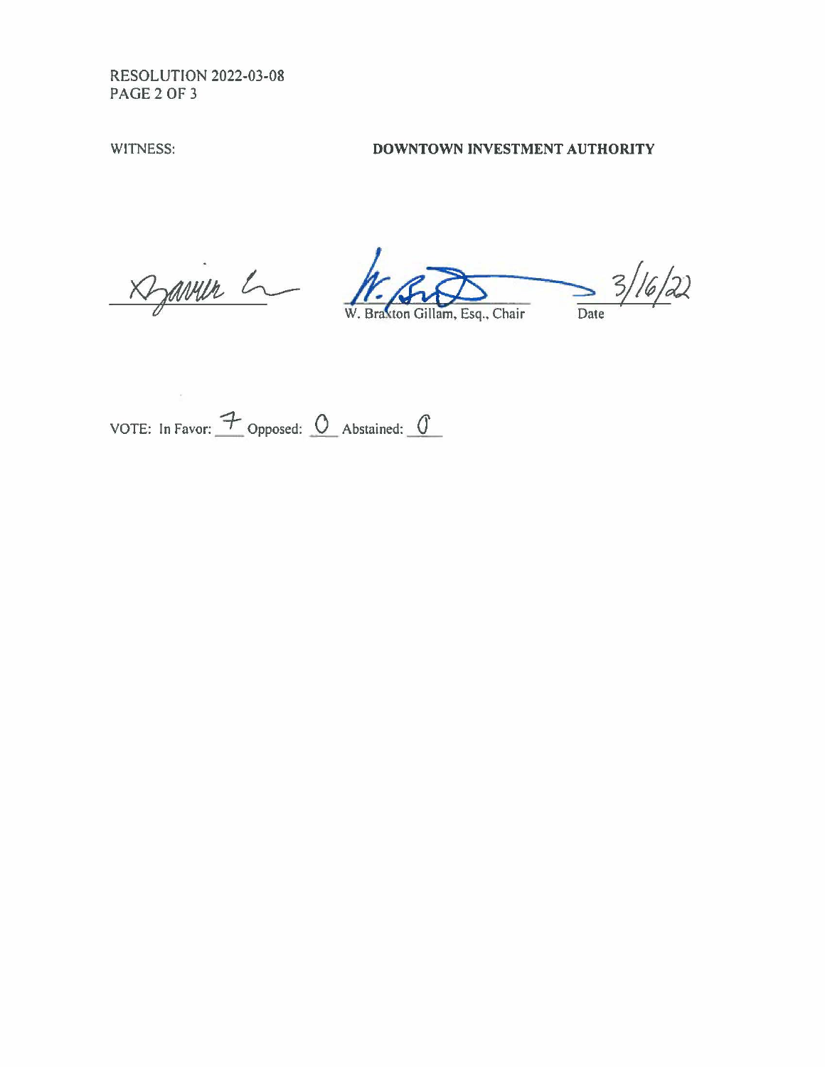RESOLUTION 2022-03-08

WITNESS: **DOWNTOWN INVESTMENT AUTHORITY**

_________________________ W. Braxton Gillam, Esq., Chair 3/16/22 Date

VOTE: In Favor: 7 Opposed: 0 Abstained: 0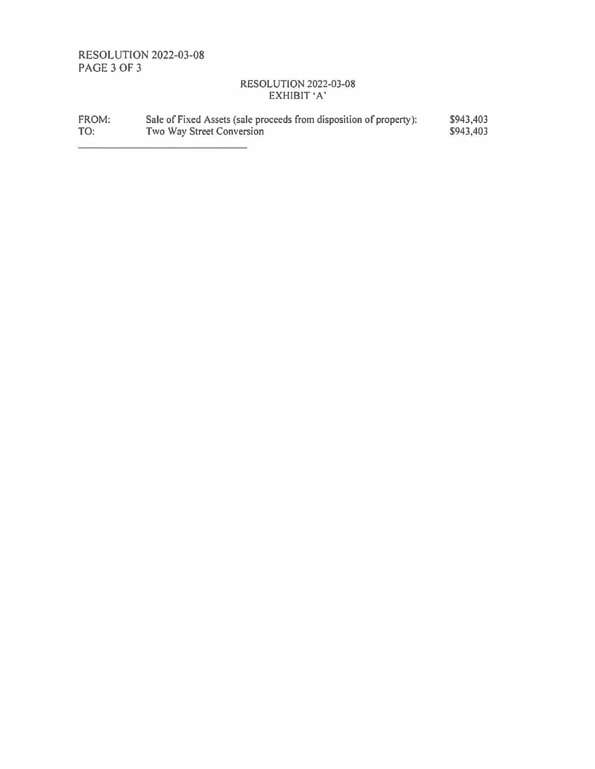## RESOLUTION 2022-03-08
## EXHIBIT 'A'

| | | |
|---|---|---|
| FROM: | Sale of Fixed Assets (sale proceeds from disposition of property): | $943,403 |
| TO: | Two Way Street Conversion | $943,403 |